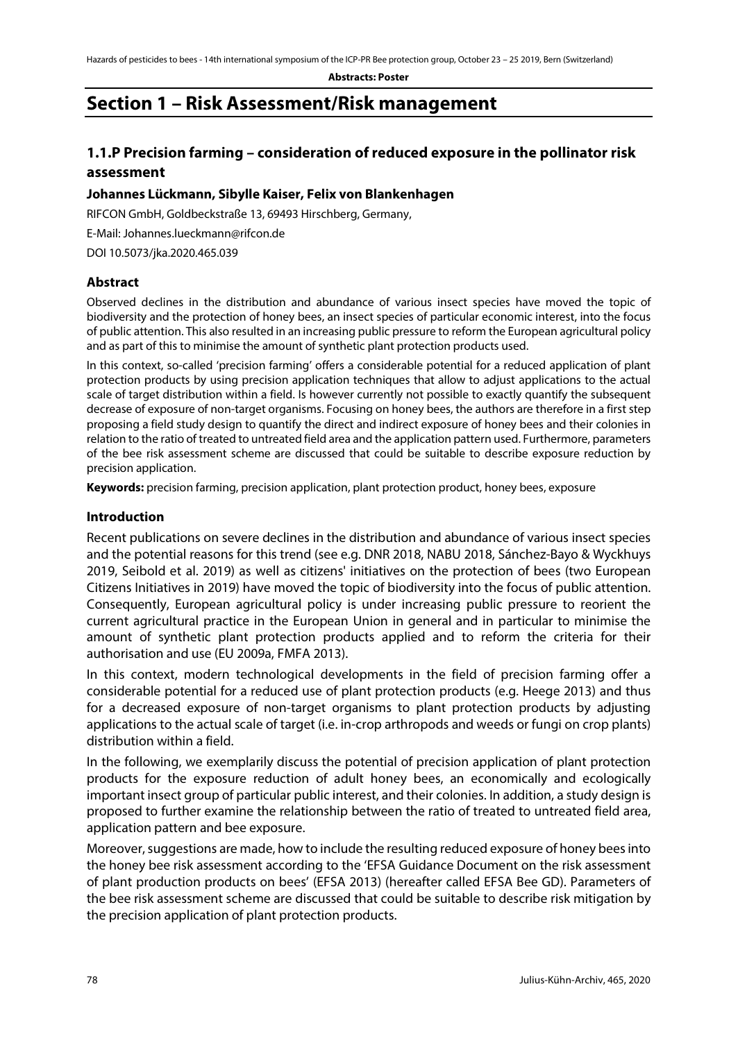**Abstracts: Poster**

# Section 1 – Risk Assessment/Risk management

## 1.1.P Precision farming – consideration of reduced exposure in the pollinator risk assessment

**Johannes Lückmann, Sibylle Kaiser, Felix von Blankenhagen**

RIFCON GmbH, Goldbeckstraße 13, 69493 Hirschberg, Germany,

E-Mail: Johannes.lueckmann@rifcon.de

DOI 10.5073/jka.2020.465.039

### Abstract

Observed declines in the distribution and abundance of various insect species have moved the topic of biodiversity and the protection of honey bees, an insect species of particular economic interest, into the focus of public attention. This also resulted in an increasing public pressure to reform the European agricultural policy and as part of this to minimise the amount of synthetic plant protection products used.

In this context, so-called 'precision farming' offers a considerable potential for a reduced application of plant protection products by using precision application techniques that allow to adjust applications to the actual scale of target distribution within a field. Is however currently not possible to exactly quantify the subsequent decrease of exposure of non-target organisms. Focusing on honey bees, the authors are therefore in a first step proposing a field study design to quantify the direct and indirect exposure of honey bees and their colonies in relation to the ratio of treated to untreated field area and the application pattern used. Furthermore, parameters of the bee risk assessment scheme are discussed that could be suitable to describe exposure reduction by precision application.

**Keywords:** precision farming, precision application, plant protection product, honey bees, exposure

### Introduction

Recent publications on severe declines in the distribution and abundance of various insect species and the potential reasons for this trend (see e.g. DNR 2018, NABU 2018, Sánchez-Bayo & Wyckhuys 2019, Seibold et al. 2019) as well as citizens' initiatives on the protection of bees (two European Citizens Initiatives in 2019) have moved the topic of biodiversity into the focus of public attention. Consequently, European agricultural policy is under increasing public pressure to reorient the current agricultural practice in the European Union in general and in particular to minimise the amount of synthetic plant protection products applied and to reform the criteria for their authorisation and use (EU 2009a, FMFA 2013).

In this context, modern technological developments in the field of precision farming offer a considerable potential for a reduced use of plant protection products (e.g. Heege 2013) and thus for a decreased exposure of non-target organisms to plant protection products by adjusting applications to the actual scale of target (i.e. in-crop arthropods and weeds or fungi on crop plants) distribution within a field.

In the following, we exemplarily discuss the potential of precision application of plant protection products for the exposure reduction of adult honey bees, an economically and ecologically important insect group of particular public interest, and their colonies. In addition, a study design is proposed to further examine the relationship between the ratio of treated to untreated field area, application pattern and bee exposure.

Moreover, suggestions are made, how to include the resulting reduced exposure of honey bees into the honey bee risk assessment according to the 'EFSA Guidance Document on the risk assessment of plant production products on bees' (EFSA 2013) (hereafter called EFSA Bee GD). Parameters of the bee risk assessment scheme are discussed that could be suitable to describe risk mitigation by the precision application of plant protection products.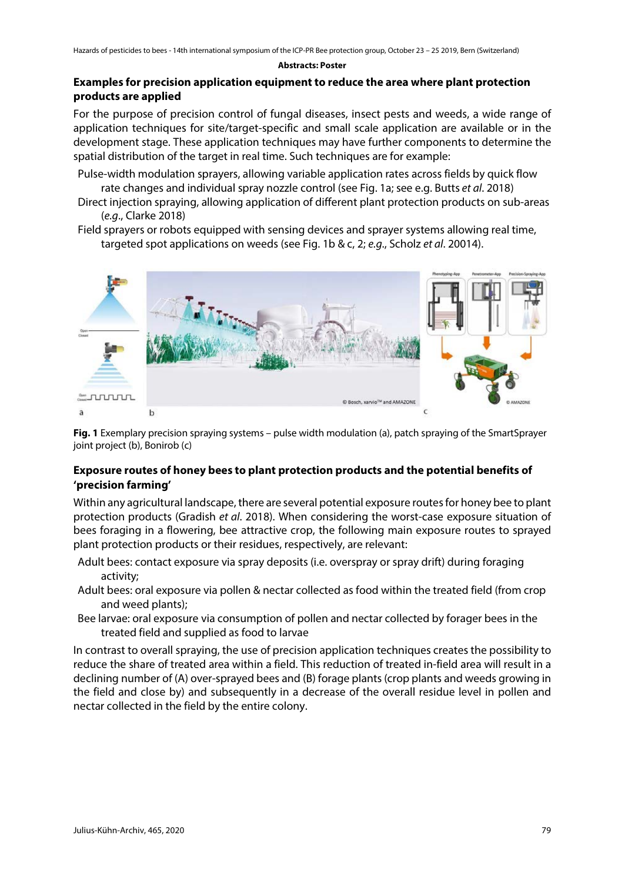## Examples for precision application equipment to reduce the area where plant protection products are applied

For the purpose of precision control of fungal diseases, insect pests and weeds, a wide range of application techniques for site/target-specific and small scale application are available or in the development stage. These application techniques may have further components to determine the spatial distribution of the target in real time. Such techniques are for example:

- Pulse-width modulation sprayers, allowing variable application rates across fields by quick flow rate changes and individual spray nozzle control (see Fig. 1a; see e.g. Butts *et al*. 2018)
- Direct injection spraying, allowing application of different plant protection products on sub-areas (*e.g*., Clarke 2018)
- Field sprayers or robots equipped with sensing devices and sprayer systems allowing real time, targeted spot applications on weeds (see Fig. 1b & c, 2; *e.g*., Scholz *et al*. 20014).

**Fig. 1** Exemplary precision spraying systems – pulse width modulation (a), patch spraying of the SmartSprayer joint project (b), Bonirob (c)

## Exposure routes of honey bees to plant protection products and the potential benefits of 'precision farming'

Within any agricultural landscape, there are several potential exposure routes for honey bee to plant protection products (Gradish *et al*. 2018). When considering the worst-case exposure situation of bees foraging in a flowering, bee attractive crop, the following main exposure routes to sprayed plant protection products or their residues, respectively, are relevant:

- Adult bees: contact exposure via spray deposits (i.e. overspray or spray drift) during foraging activity;
- Adult bees: oral exposure via pollen & nectar collected as food within the treated field (from crop and weed plants);
- Bee larvae: oral exposure via consumption of pollen and nectar collected by forager bees in the treated field and supplied as food to larvae

In contrast to overall spraying, the use of precision application techniques creates the possibility to reduce the share of treated area within a field. This reduction of treated in-field area will result in a declining number of (A) over-sprayed bees and (B) forage plants (crop plants and weeds growing in the field and close by) and subsequently in a decrease of the overall residue level in pollen and nectar collected in the field by the entire colony.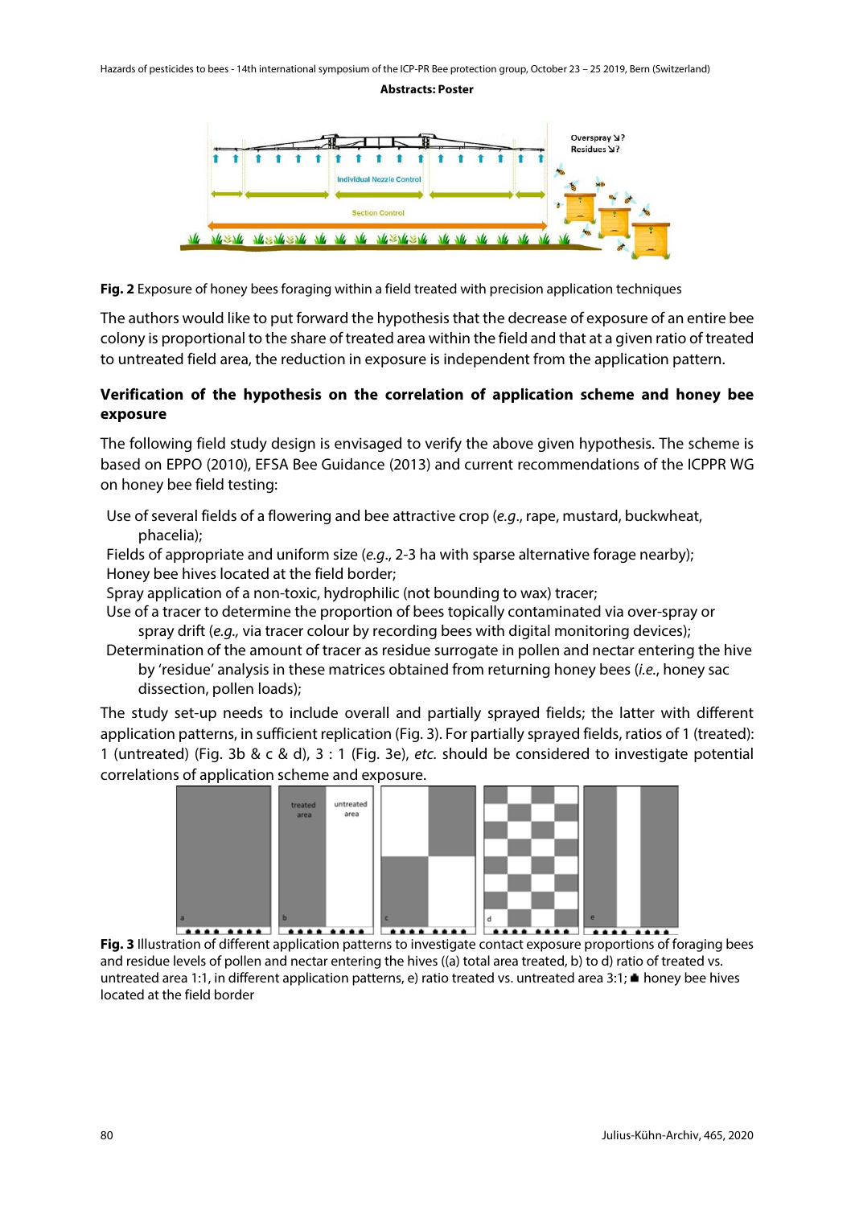Fig. 2 Exposure of honey bees foraging within a field treated with precision application techniques

The authors would like to put forward the hypothesis that the decrease of exposure of an entire bee colony is proportional to the share of treated area within the field and that at a given ratio of treated to untreated field area, the reduction in exposure is independent from the application pattern.

## Verification of the hypothesis on the correlation of application scheme and honey bee exposure

The following field study design is envisaged to verify the above given hypothesis. The scheme is based on EPPO (2010), EFSA Bee Guidance (2013) and current recommendations of the ICPPR WG on honey bee field testing:

- Use of several fields of a flowering and bee attractive crop (*e.g.*, rape, mustard, buckwheat, phacelia);
- Fields of appropriate and uniform size (*e.g.*, 2-3 ha with sparse alternative forage nearby);
- Honey bee hives located at the field border;
- Spray application of a non-toxic, hydrophilic (not bounding to wax) tracer;
- Use of a tracer to determine the proportion of bees topically contaminated via over-spray or spray drift (*e.g.,* via tracer colour by recording bees with digital monitoring devices);
- Determination of the amount of tracer as residue surrogate in pollen and nectar entering the hive by 'residue' analysis in these matrices obtained from returning honey bees (*i.e.*, honey sac dissection, pollen loads);

The study set-up needs to include overall and partially sprayed fields; the latter with different application patterns, in sufficient replication (Fig. 3). For partially sprayed fields, ratios of 1 (treated): 1 (untreated) (Fig. 3b & c & d), 3 : 1 (Fig. 3e), *etc.* should be considered to investigate potential correlations of application scheme and exposure.

Fig. 3 Illustration of different application patterns to investigate contact exposure proportions of foraging bees and residue levels of pollen and nectar entering the hives ((a) total area treated, b) to d) ratio of treated vs. untreated area 1:1, in different application patterns, e) ratio treated vs. untreated area 3:1; ☗ honey bee hives located at the field border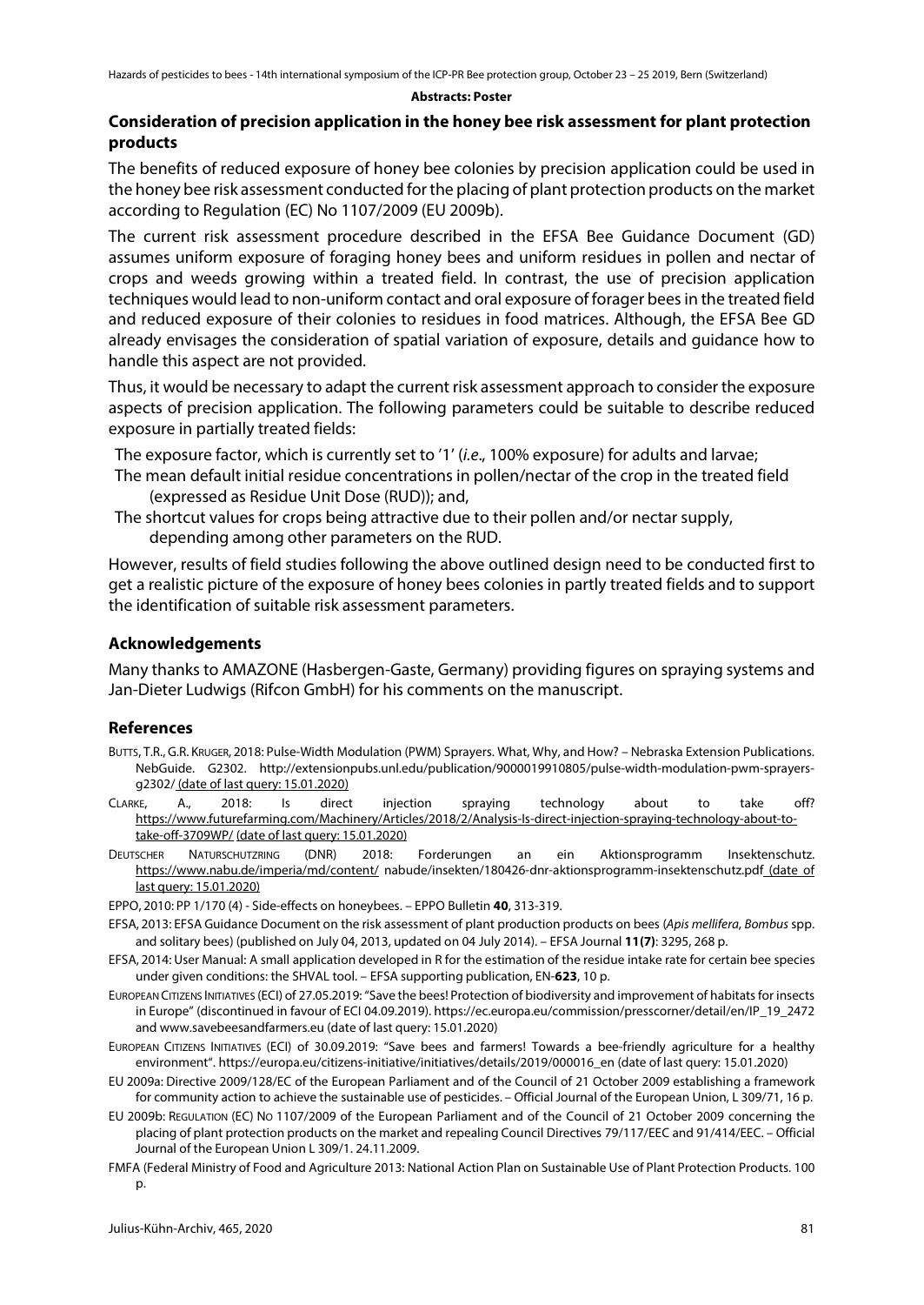## Consideration of precision application in the honey bee risk assessment for plant protection products

The benefits of reduced exposure of honey bee colonies by precision application could be used in the honey bee risk assessment conducted for the placing of plant protection products on the market according to Regulation (EC) No 1107/2009 (EU 2009b).

The current risk assessment procedure described in the EFSA Bee Guidance Document (GD) assumes uniform exposure of foraging honey bees and uniform residues in pollen and nectar of crops and weeds growing within a treated field. In contrast, the use of precision application techniques would lead to non-uniform contact and oral exposure of forager bees in the treated field and reduced exposure of their colonies to residues in food matrices. Although, the EFSA Bee GD already envisages the consideration of spatial variation of exposure, details and guidance how to handle this aspect are not provided.

Thus, it would be necessary to adapt the current risk assessment approach to consider the exposure aspects of precision application. The following parameters could be suitable to describe reduced exposure in partially treated fields:

- The exposure factor, which is currently set to '1' (*i.e*., 100% exposure) for adults and larvae;
- The mean default initial residue concentrations in pollen/nectar of the crop in the treated field (expressed as Residue Unit Dose (RUD)); and,
- The shortcut values for crops being attractive due to their pollen and/or nectar supply, depending among other parameters on the RUD.

However, results of field studies following the above outlined design need to be conducted first to get a realistic picture of the exposure of honey bees colonies in partly treated fields and to support the identification of suitable risk assessment parameters.

### Acknowledgements

Many thanks to AMAZONE (Hasbergen-Gaste, Germany) providing figures on spraying systems and Jan-Dieter Ludwigs (Rifcon GmbH) for his comments on the manuscript.

### References

BUTTS, T.R., G.R. KRUGER, 2018: Pulse-Width Modulation (PWM) Sprayers. What, Why, and How? – Nebraska Extension Publications. NebGuide. G2302. http://extensionpubs.unl.edu/publication/9000019910805/pulse-width-modulation-pwm-sprayers-g2302/ (date of last query: 15.01.2020)

CLARKE, A., 2018: Is direct injection spraying technology about to take off? https://www.futurefarming.com/Machinery/Articles/2018/2/Analysis-Is-direct-injection-spraying-technology-about-to-take-off-3709WP/ (date of last query: 15.01.2020)

DEUTSCHER NATURSCHUTZRING (DNR) 2018: Forderungen an ein Aktionsprogramm Insektenschutz. https://www.nabu.de/imperia/md/content/ nabude/insekten/180426-dnr-aktionsprogramm-insektenschutz.pdf (date of last query: 15.01.2020)

EPPO, 2010: PP 1/170 (4) - Side-effects on honeybees. – EPPO Bulletin **40**, 313-319.

EFSA, 2013: EFSA Guidance Document on the risk assessment of plant production products on bees (*Apis mellifera*, *Bombus* spp. and solitary bees) (published on July 04, 2013, updated on 04 July 2014). – EFSA Journal **11(7)**: 3295, 268 p.

EFSA, 2014: User Manual: A small application developed in R for the estimation of the residue intake rate for certain bee species under given conditions: the SHVAL tool. – EFSA supporting publication, EN-**623**, 10 p.

EUROPEAN CITIZENS INITIATIVES (ECI) of 27.05.2019: "Save the bees! Protection of biodiversity and improvement of habitats for insects in Europe" (discontinued in favour of ECI 04.09.2019). https://ec.europa.eu/commission/presscorner/detail/en/IP_19_2472 and www.savebeesandfarmers.eu (date of last query: 15.01.2020)

EUROPEAN CITIZENS INITIATIVES (ECI) of 30.09.2019: "Save bees and farmers! Towards a bee-friendly agriculture for a healthy environment". https://europa.eu/citizens-initiative/initiatives/details/2019/000016_en (date of last query: 15.01.2020)

EU 2009a: Directive 2009/128/EC of the European Parliament and of the Council of 21 October 2009 establishing a framework for community action to achieve the sustainable use of pesticides. – Official Journal of the European Union, L 309/71, 16 p.

EU 2009b: REGULATION (EC) NO 1107/2009 of the European Parliament and of the Council of 21 October 2009 concerning the placing of plant protection products on the market and repealing Council Directives 79/117/EEC and 91/414/EEC. – Official Journal of the European Union L 309/1. 24.11.2009.

FMFA (Federal Ministry of Food and Agriculture 2013: National Action Plan on Sustainable Use of Plant Protection Products. 100 p.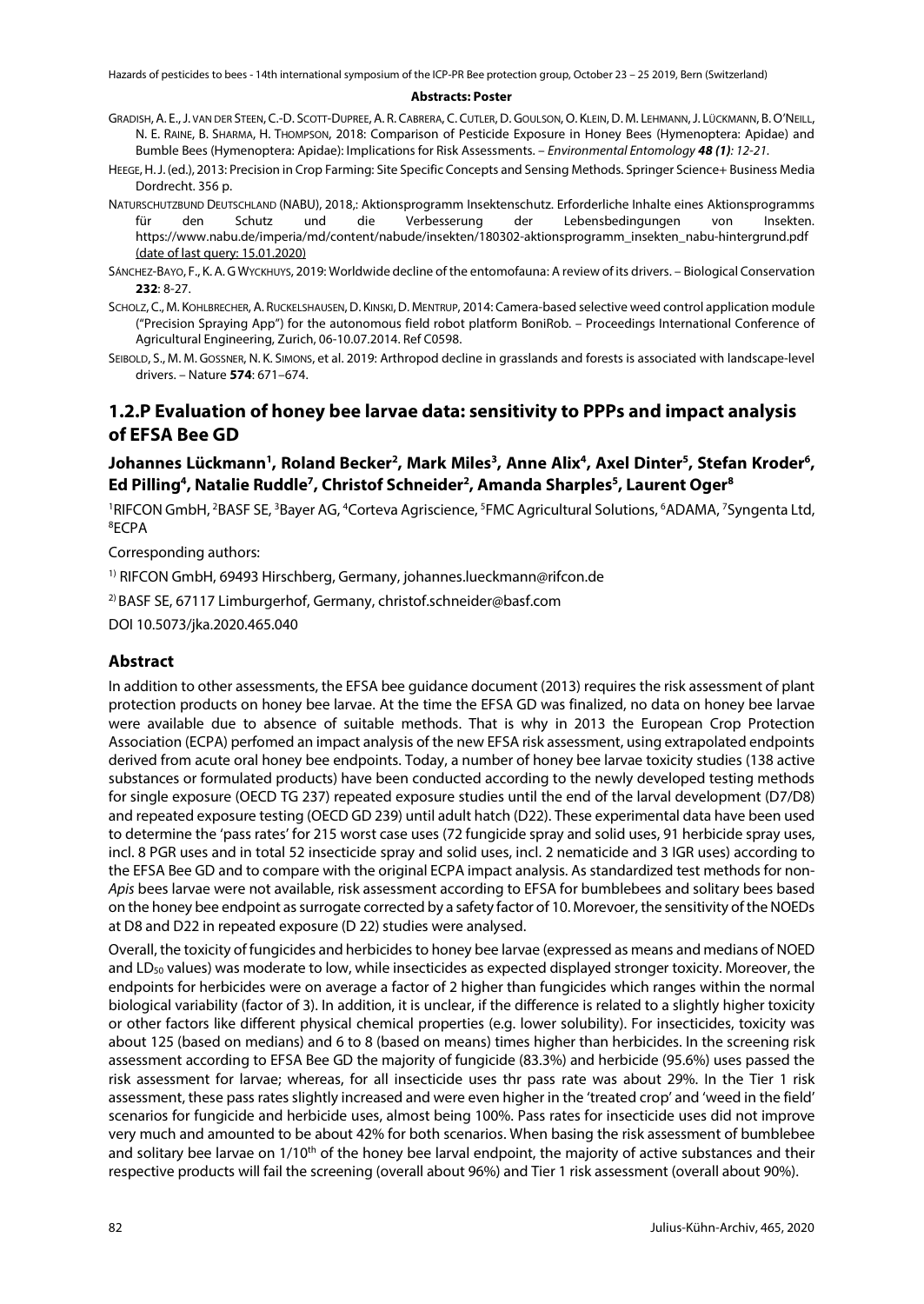**Abstracts: Poster**

GRADISH, A. E., J. VAN DER STEEN, C.-D. SCOTT-DUPREE, A. R. CABRERA, C. CUTLER, D. GOULSON, O. KLEIN, D. M. LEHMANN, J. LÜCKMANN, B. O'NEILL, N. E. RAINE, B. SHARMA, H. THOMPSON, 2018: Comparison of Pesticide Exposure in Honey Bees (Hymenoptera: Apidae) and Bumble Bees (Hymenoptera: Apidae): Implications for Risk Assessments. – *Environmental Entomology* ***48 (1)**: 12-21.*

HEEGE, H. J. (ed.), 2013: Precision in Crop Farming: Site Specific Concepts and Sensing Methods. Springer Science+ Business Media Dordrecht. 356 p.

NATURSCHUTZBUND DEUTSCHLAND (NABU), 2018,: Aktionsprogramm Insektenschutz. Erforderliche Inhalte eines Aktionsprogramms für den Schutz und die Verbesserung der Lebensbedingungen von Insekten. https://www.nabu.de/imperia/md/content/nabude/insekten/180302-aktionsprogramm_insekten_nabu-hintergrund.pdf (date of last query: 15.01.2020)

SÁNCHEZ-BAYO, F., K. A. G WYCKHUYS, 2019: Worldwide decline of the entomofauna: A review of its drivers. – Biological Conservation **232**: 8-27.

SCHOLZ, C., M. KOHLBRECHER, A. RUCKELSHAUSEN, D. KINSKI, D. MENTRUP, 2014: Camera-based selective weed control application module ("Precision Spraying App") for the autonomous field robot platform BoniRob. – Proceedings International Conference of Agricultural Engineering, Zurich, 06-10.07.2014. Ref C0598.

SEIBOLD, S., M. M. GOSSNER, N. K. SIMONS, et al. 2019: Arthropod decline in grasslands and forests is associated with landscape-level drivers. – Nature **574**: 671–674.

## 1.2.P Evaluation of honey bee larvae data: sensitivity to PPPs and impact analysis of EFSA Bee GD

**Johannes Lückmann[1], Roland Becker[2], Mark Miles[3], Anne Alix[4], Axel Dinter[5], Stefan Kroder[6], Ed Pilling[4], Natalie Ruddle[7], Christof Schneider[2], Amanda Sharples[5], Laurent Oger[8]**

[1]RIFCON GmbH, [2]BASF SE, [3]Bayer AG, [4]Corteva Agriscience, [5]FMC Agricultural Solutions, [6]ADAMA, [7]Syngenta Ltd, [8]ECPA

Corresponding authors:

[1]) RIFCON GmbH, 69493 Hirschberg, Germany, johannes.lueckmann@rifcon.de

[2]) BASF SE, 67117 Limburgerhof, Germany, christof.schneider@basf.com

DOI 10.5073/jka.2020.465.040

### Abstract

In addition to other assessments, the EFSA bee guidance document (2013) requires the risk assessment of plant protection products on honey bee larvae. At the time the EFSA GD was finalized, no data on honey bee larvae were available due to absence of suitable methods. That is why in 2013 the European Crop Protection Association (ECPA) perfomed an impact analysis of the new EFSA risk assessment, using extrapolated endpoints derived from acute oral honey bee endpoints. Today, a number of honey bee larvae toxicity studies (138 active substances or formulated products) have been conducted according to the newly developed testing methods for single exposure (OECD TG 237) repeated exposure studies until the end of the larval development (D7/D8) and repeated exposure testing (OECD GD 239) until adult hatch (D22). These experimental data have been used to determine the 'pass rates' for 215 worst case uses (72 fungicide spray and solid uses, 91 herbicide spray uses, incl. 8 PGR uses and in total 52 insecticide spray and solid uses, incl. 2 nematicide and 3 IGR uses) according to the EFSA Bee GD and to compare with the original ECPA impact analysis. As standardized test methods for non-*Apis* bees larvae were not available, risk assessment according to EFSA for bumblebees and solitary bees based on the honey bee endpoint as surrogate corrected by a safety factor of 10. Morevoer, the sensitivity of the NOEDs at D8 and D22 in repeated exposure (D 22) studies were analysed.

Overall, the toxicity of fungicides and herbicides to honey bee larvae (expressed as means and medians of NOED and $LD_{50}$ values) was moderate to low, while insecticides as expected displayed stronger toxicity. Moreover, the endpoints for herbicides were on average a factor of 2 higher than fungicides which ranges within the normal biological variability (factor of 3). In addition, it is unclear, if the difference is related to a slightly higher toxicity or other factors like different physical chemical properties (e.g. lower solubility). For insecticides, toxicity was about 125 (based on medians) and 6 to 8 (based on means) times higher than herbicides. In the screening risk assessment according to EFSA Bee GD the majority of fungicide (83.3%) and herbicide (95.6%) uses passed the risk assessment for larvae; whereas, for all insecticide uses thr pass rate was about 29%. In the Tier 1 risk assessment, these pass rates slightly increased and were even higher in the 'treated crop' and 'weed in the field' scenarios for fungicide and herbicide uses, almost being 100%. Pass rates for insecticide uses did not improve very much and amounted to be about 42% for both scenarios. When basing the risk assessment of bumblebee and solitary bee larvae on 1/10th of the honey bee larval endpoint, the majority of active substances and their respective products will fail the screening (overall about 96%) and Tier 1 risk assessment (overall about 90%).